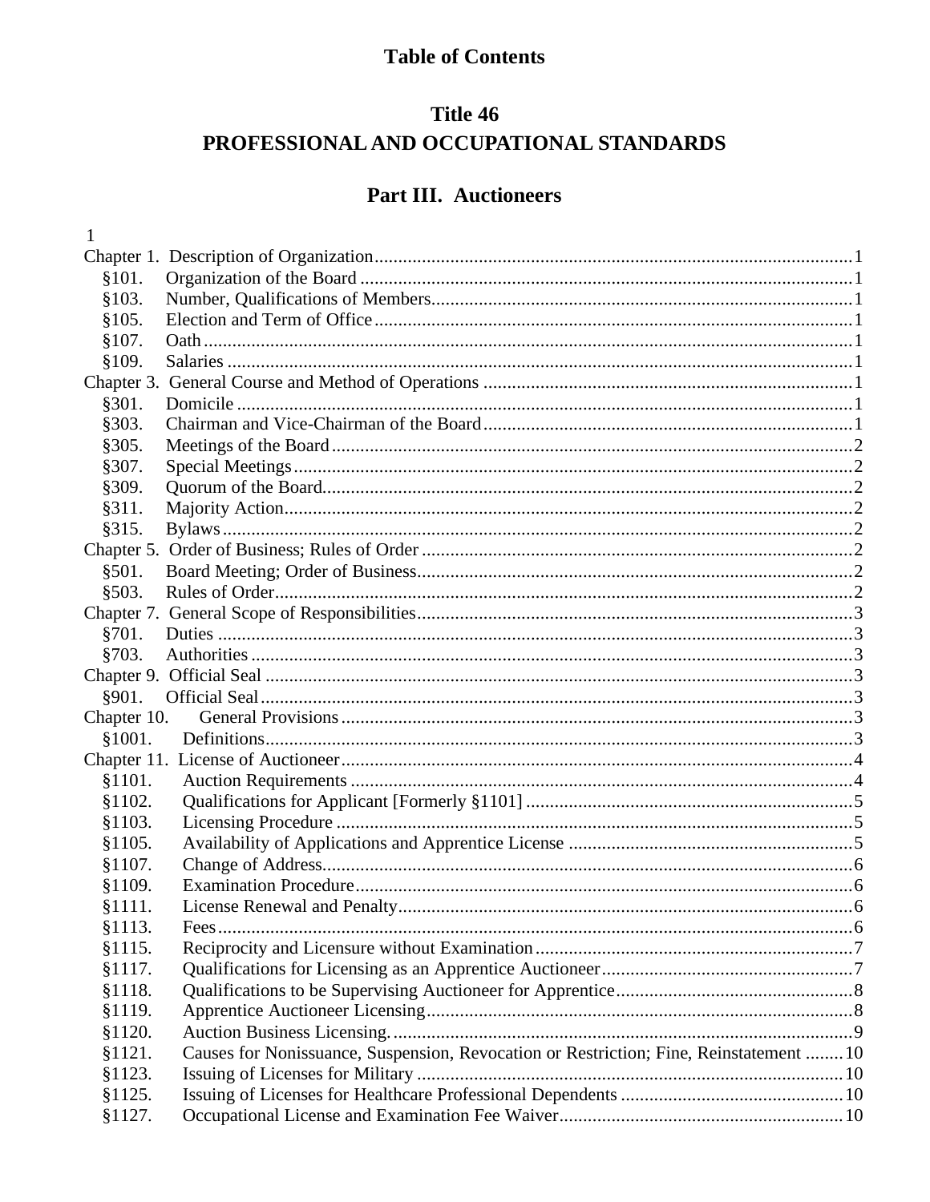# Table of Contents

## Title 46
## PROFESSIONAL AND OCCUPATIONAL STANDARDS

### Part III. Auctioneers

1

Chapter 1. Description of Organization ..... 1
- §101. Organization of the Board ..... 1
- §103. Number, Qualifications of Members ..... 1
- §105. Election and Term of Office ..... 1
- §107. Oath ..... 1
- §109. Salaries ..... 1

Chapter 3. General Course and Method of Operations ..... 1
- §301. Domicile ..... 1
- §303. Chairman and Vice-Chairman of the Board ..... 1
- §305. Meetings of the Board ..... 2
- §307. Special Meetings ..... 2
- §309. Quorum of the Board ..... 2
- §311. Majority Action ..... 2
- §315. Bylaws ..... 2

Chapter 5. Order of Business; Rules of Order ..... 2
- §501. Board Meeting; Order of Business ..... 2
- §503. Rules of Order ..... 2

Chapter 7. General Scope of Responsibilities ..... 3
- §701. Duties ..... 3
- §703. Authorities ..... 3

Chapter 9. Official Seal ..... 3
- §901. Official Seal ..... 3

Chapter 10. General Provisions ..... 3
- §1001. Definitions ..... 3

Chapter 11. License of Auctioneer ..... 4
- §1101. Auction Requirements ..... 4
- §1102. Qualifications for Applicant [Formerly §1101] ..... 5
- §1103. Licensing Procedure ..... 5
- §1105. Availability of Applications and Apprentice License ..... 5
- §1107. Change of Address ..... 6
- §1109. Examination Procedure ..... 6
- §1111. License Renewal and Penalty ..... 6
- §1113. Fees ..... 6
- §1115. Reciprocity and Licensure without Examination ..... 7
- §1117. Qualifications for Licensing as an Apprentice Auctioneer ..... 7
- §1118. Qualifications to be Supervising Auctioneer for Apprentice ..... 8
- §1119. Apprentice Auctioneer Licensing ..... 8
- §1120. Auction Business Licensing ..... 9
- §1121. Causes for Nonissuance, Suspension, Revocation or Restriction; Fine, Reinstatement ..... 10
- §1123. Issuing of Licenses for Military ..... 10
- §1125. Issuing of Licenses for Healthcare Professional Dependents ..... 10
- §1127. Occupational License and Examination Fee Waiver ..... 10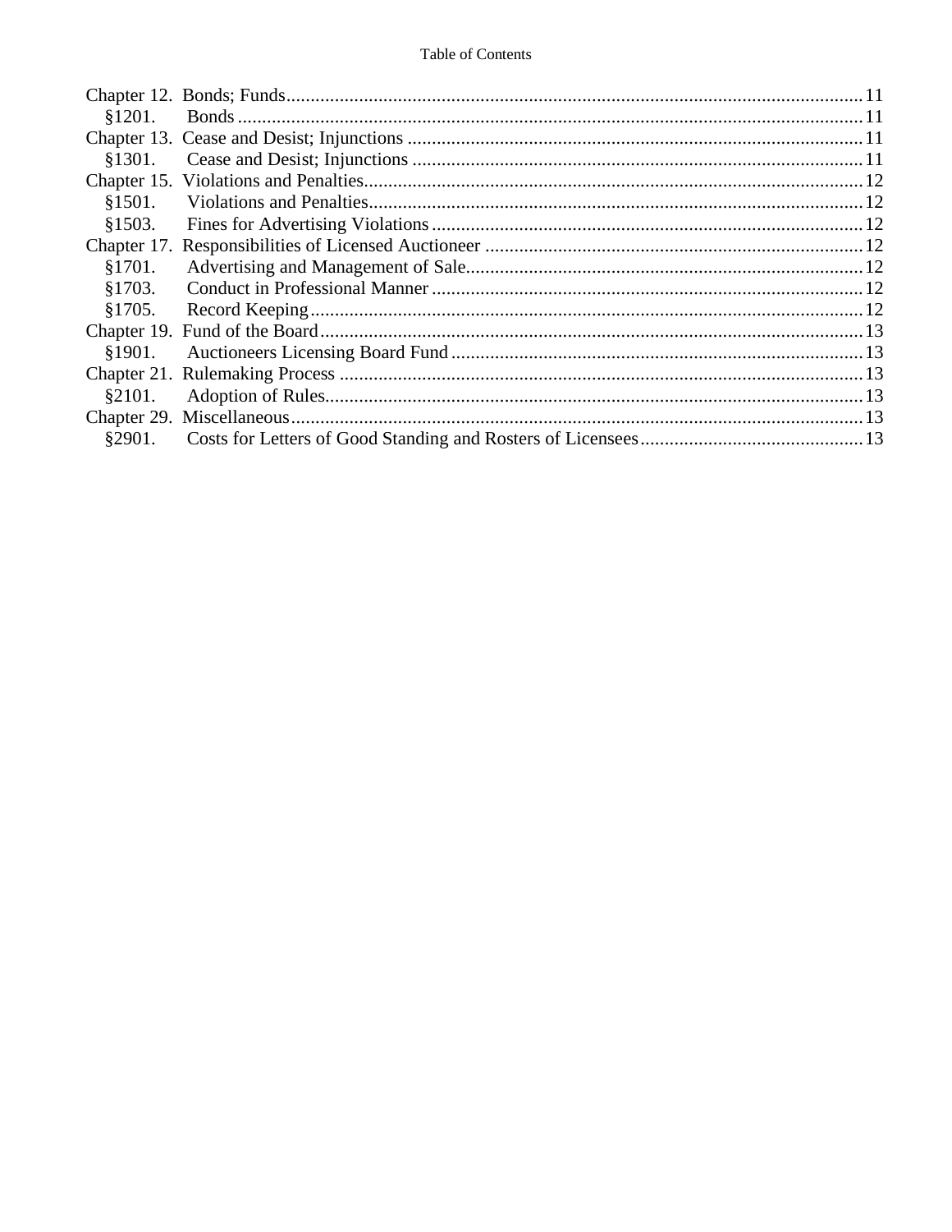Chapter 12. Bonds; Funds ........................................................ 11
§1201. Bonds ........................................................ 11
Chapter 13. Cease and Desist; Injunctions ........................................................ 11
§1301. Cease and Desist; Injunctions ........................................................ 11
Chapter 15. Violations and Penalties ........................................................ 12
§1501. Violations and Penalties ........................................................ 12
§1503. Fines for Advertising Violations ........................................................ 12
Chapter 17. Responsibilities of Licensed Auctioneer ........................................................ 12
§1701. Advertising and Management of Sale ........................................................ 12
§1703. Conduct in Professional Manner ........................................................ 12
§1705. Record Keeping ........................................................ 12
Chapter 19. Fund of the Board ........................................................ 13
§1901. Auctioneers Licensing Board Fund ........................................................ 13
Chapter 21. Rulemaking Process ........................................................ 13
§2101. Adoption of Rules ........................................................ 13
Chapter 29. Miscellaneous ........................................................ 13
§2901. Costs for Letters of Good Standing and Rosters of Licensees ........................................................ 13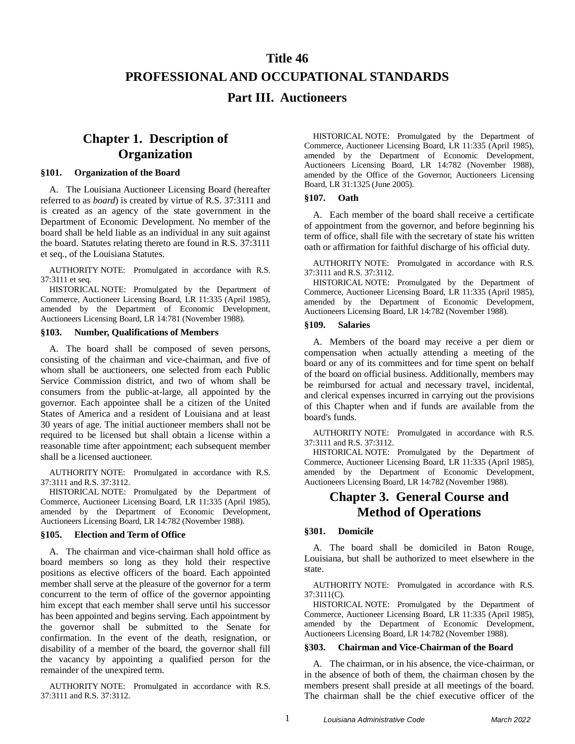# Title 46

# PROFESSIONAL AND OCCUPATIONAL STANDARDS

# Part III. Auctioneers

## Chapter 1. Description of Organization

### §101. Organization of the Board

A. The Louisiana Auctioneer Licensing Board (hereafter referred to as *board*) is created by virtue of R.S. 37:3111 and is created as an agency of the state government in the Department of Economic Development. No member of the board shall be held liable as an individual in any suit against the board. Statutes relating thereto are found in R.S. 37:3111 et seq., of the Louisiana Statutes.

AUTHORITY NOTE: Promulgated in accordance with R.S. 37:3111 et seq.

HISTORICAL NOTE: Promulgated by the Department of Commerce, Auctioneer Licensing Board, LR 11:335 (April 1985), amended by the Department of Economic Development, Auctioneers Licensing Board, LR 14:781 (November 1988).

### §103. Number, Qualifications of Members

A. The board shall be composed of seven persons, consisting of the chairman and vice-chairman, and five of whom shall be auctioneers, one selected from each Public Service Commission district, and two of whom shall be consumers from the public-at-large, all appointed by the governor. Each appointee shall be a citizen of the United States of America and a resident of Louisiana and at least 30 years of age. The initial auctioneer members shall not be required to be licensed but shall obtain a license within a reasonable time after appointment; each subsequent member shall be a licensed auctioneer.

AUTHORITY NOTE: Promulgated in accordance with R.S. 37:3111 and R.S. 37:3112.

HISTORICAL NOTE: Promulgated by the Department of Commerce, Auctioneer Licensing Board, LR 11:335 (April 1985), amended by the Department of Economic Development, Auctioneers Licensing Board, LR 14:782 (November 1988).

### §105. Election and Term of Office

A. The chairman and vice-chairman shall hold office as board members so long as they hold their respective positions as elective officers of the board. Each appointed member shall serve at the pleasure of the governor for a term concurrent to the term of office of the governor appointing him except that each member shall serve until his successor has been appointed and begins serving. Each appointment by the governor shall be submitted to the Senate for confirmation. In the event of the death, resignation, or disability of a member of the board, the governor shall fill the vacancy by appointing a qualified person for the remainder of the unexpired term.

AUTHORITY NOTE: Promulgated in accordance with R.S. 37:3111 and R.S. 37:3112.

HISTORICAL NOTE: Promulgated by the Department of Commerce, Auctioneer Licensing Board, LR 11:335 (April 1985), amended by the Department of Economic Development, Auctioneers Licensing Board, LR 14:782 (November 1988), amended by the Office of the Governor, Auctioneers Licensing Board, LR 31:1325 (June 2005).

### §107. Oath

A. Each member of the board shall receive a certificate of appointment from the governor, and before beginning his term of office, shall file with the secretary of state his written oath or affirmation for faithful discharge of his official duty.

AUTHORITY NOTE: Promulgated in accordance with R.S. 37:3111 and R.S. 37:3112.

HISTORICAL NOTE: Promulgated by the Department of Commerce, Auctioneer Licensing Board, LR 11:335 (April 1985), amended by the Department of Economic Development, Auctioneers Licensing Board, LR 14:782 (November 1988).

### §109. Salaries

A. Members of the board may receive a per diem or compensation when actually attending a meeting of the board or any of its committees and for time spent on behalf of the board on official business. Additionally, members may be reimbursed for actual and necessary travel, incidental, and clerical expenses incurred in carrying out the provisions of this Chapter when and if funds are available from the board's funds.

AUTHORITY NOTE: Promulgated in accordance with R.S. 37:3111 and R.S. 37:3112.

HISTORICAL NOTE: Promulgated by the Department of Commerce, Auctioneer Licensing Board, LR 11:335 (April 1985), amended by the Department of Economic Development, Auctioneers Licensing Board, LR 14:782 (November 1988).

## Chapter 3. General Course and Method of Operations

### §301. Domicile

A. The board shall be domiciled in Baton Rouge, Louisiana, but shall be authorized to meet elsewhere in the state.

AUTHORITY NOTE: Promulgated in accordance with R.S. 37:3111(C).

HISTORICAL NOTE: Promulgated by the Department of Commerce, Auctioneer Licensing Board, LR 11:335 (April 1985), amended by the Department of Economic Development, Auctioneers Licensing Board, LR 14:782 (November 1988).

### §303. Chairman and Vice-Chairman of the Board

A. The chairman, or in his absence, the vice-chairman, or in the absence of both of them, the chairman chosen by the members present shall preside at all meetings of the board. The chairman shall be the chief executive officer of the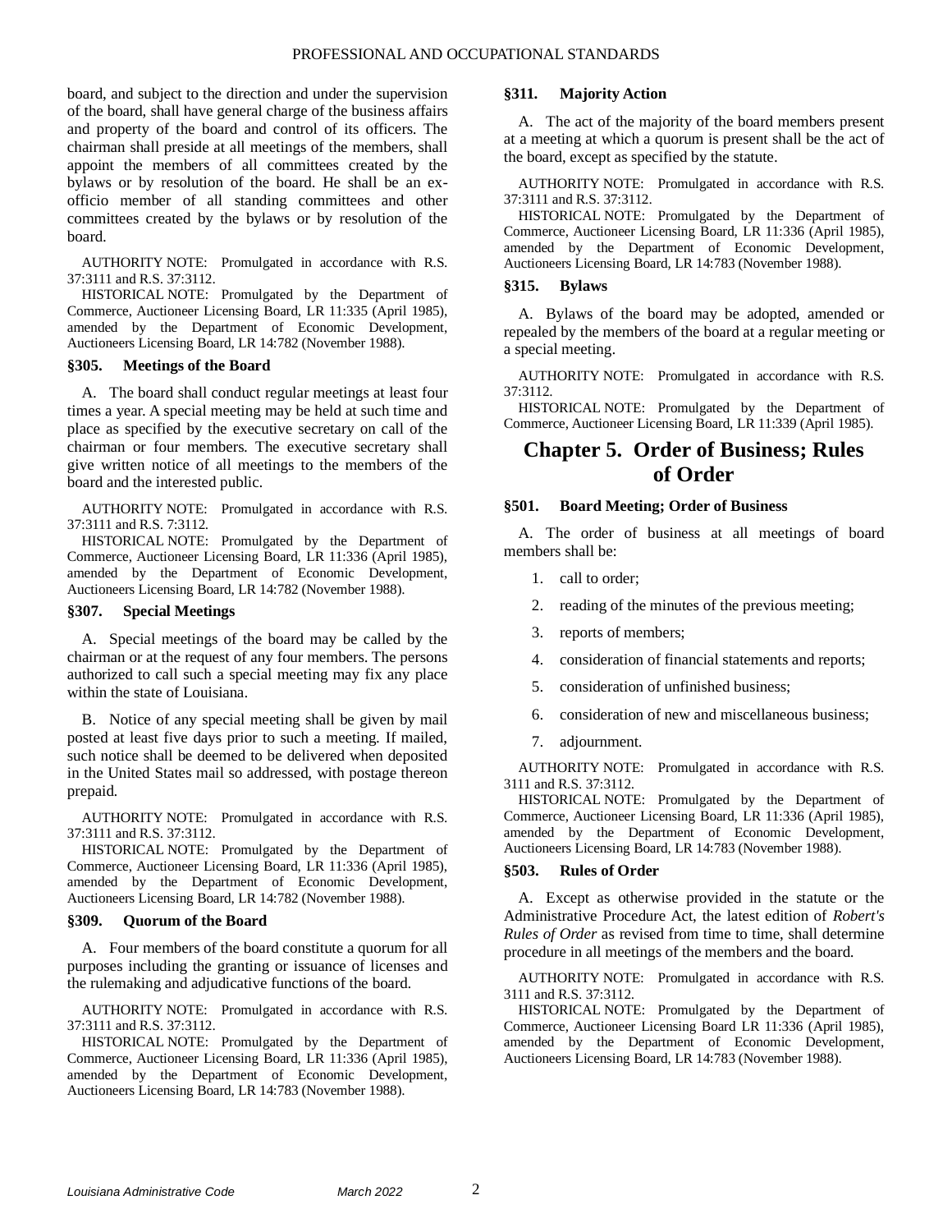board, and subject to the direction and under the supervision of the board, shall have general charge of the business affairs and property of the board and control of its officers. The chairman shall preside at all meetings of the members, shall appoint the members of all committees created by the bylaws or by resolution of the board. He shall be an ex-officio member of all standing committees and other committees created by the bylaws or by resolution of the board.

AUTHORITY NOTE: Promulgated in accordance with R.S. 37:3111 and R.S. 37:3112.

HISTORICAL NOTE: Promulgated by the Department of Commerce, Auctioneer Licensing Board, LR 11:335 (April 1985), amended by the Department of Economic Development, Auctioneers Licensing Board, LR 14:782 (November 1988).

### §305. Meetings of the Board

A. The board shall conduct regular meetings at least four times a year. A special meeting may be held at such time and place as specified by the executive secretary on call of the chairman or four members. The executive secretary shall give written notice of all meetings to the members of the board and the interested public.

AUTHORITY NOTE: Promulgated in accordance with R.S. 37:3111 and R.S. 7:3112.

HISTORICAL NOTE: Promulgated by the Department of Commerce, Auctioneer Licensing Board, LR 11:336 (April 1985), amended by the Department of Economic Development, Auctioneers Licensing Board, LR 14:782 (November 1988).

### §307. Special Meetings

A. Special meetings of the board may be called by the chairman or at the request of any four members. The persons authorized to call such a special meeting may fix any place within the state of Louisiana.

B. Notice of any special meeting shall be given by mail posted at least five days prior to such a meeting. If mailed, such notice shall be deemed to be delivered when deposited in the United States mail so addressed, with postage thereon prepaid.

AUTHORITY NOTE: Promulgated in accordance with R.S. 37:3111 and R.S. 37:3112.

HISTORICAL NOTE: Promulgated by the Department of Commerce, Auctioneer Licensing Board, LR 11:336 (April 1985), amended by the Department of Economic Development, Auctioneers Licensing Board, LR 14:782 (November 1988).

### §309. Quorum of the Board

A. Four members of the board constitute a quorum for all purposes including the granting or issuance of licenses and the rulemaking and adjudicative functions of the board.

AUTHORITY NOTE: Promulgated in accordance with R.S. 37:3111 and R.S. 37:3112.

HISTORICAL NOTE: Promulgated by the Department of Commerce, Auctioneer Licensing Board, LR 11:336 (April 1985), amended by the Department of Economic Development, Auctioneers Licensing Board, LR 14:783 (November 1988).

### §311. Majority Action

A. The act of the majority of the board members present at a meeting at which a quorum is present shall be the act of the board, except as specified by the statute.

AUTHORITY NOTE: Promulgated in accordance with R.S. 37:3111 and R.S. 37:3112.

HISTORICAL NOTE: Promulgated by the Department of Commerce, Auctioneer Licensing Board, LR 11:336 (April 1985), amended by the Department of Economic Development, Auctioneers Licensing Board, LR 14:783 (November 1988).

### §315. Bylaws

A. Bylaws of the board may be adopted, amended or repealed by the members of the board at a regular meeting or a special meeting.

AUTHORITY NOTE: Promulgated in accordance with R.S. 37:3112.

HISTORICAL NOTE: Promulgated by the Department of Commerce, Auctioneer Licensing Board, LR 11:339 (April 1985).

## Chapter 5. Order of Business; Rules of Order

### §501. Board Meeting; Order of Business

A. The order of business at all meetings of board members shall be:

1. call to order;
2. reading of the minutes of the previous meeting;
3. reports of members;
4. consideration of financial statements and reports;
5. consideration of unfinished business;
6. consideration of new and miscellaneous business;
7. adjournment.

AUTHORITY NOTE: Promulgated in accordance with R.S. 3111 and R.S. 37:3112.

HISTORICAL NOTE: Promulgated by the Department of Commerce, Auctioneer Licensing Board, LR 11:336 (April 1985), amended by the Department of Economic Development, Auctioneers Licensing Board, LR 14:783 (November 1988).

### §503. Rules of Order

A. Except as otherwise provided in the statute or the Administrative Procedure Act, the latest edition of *Robert's Rules of Order* as revised from time to time, shall determine procedure in all meetings of the members and the board.

AUTHORITY NOTE: Promulgated in accordance with R.S. 3111 and R.S. 37:3112.

HISTORICAL NOTE: Promulgated by the Department of Commerce, Auctioneer Licensing Board LR 11:336 (April 1985), amended by the Department of Economic Development, Auctioneers Licensing Board, LR 14:783 (November 1988).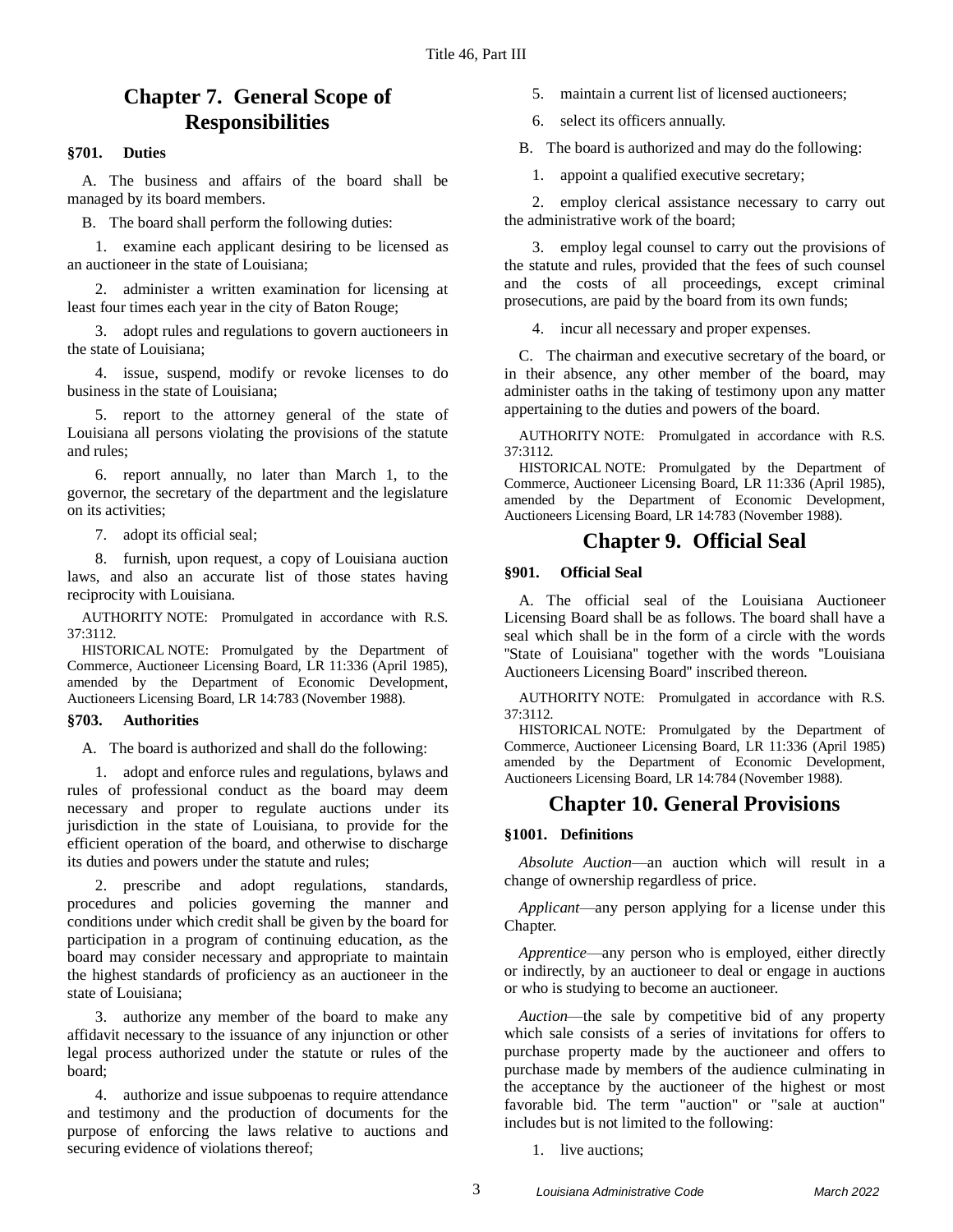## Chapter 7. General Scope of Responsibilities

### §701. Duties

A. The business and affairs of the board shall be managed by its board members.

B. The board shall perform the following duties:

1. examine each applicant desiring to be licensed as an auctioneer in the state of Louisiana;

2. administer a written examination for licensing at least four times each year in the city of Baton Rouge;

3. adopt rules and regulations to govern auctioneers in the state of Louisiana;

4. issue, suspend, modify or revoke licenses to do business in the state of Louisiana;

5. report to the attorney general of the state of Louisiana all persons violating the provisions of the statute and rules;

6. report annually, no later than March 1, to the governor, the secretary of the department and the legislature on its activities;

7. adopt its official seal;

8. furnish, upon request, a copy of Louisiana auction laws, and also an accurate list of those states having reciprocity with Louisiana.

AUTHORITY NOTE: Promulgated in accordance with R.S. 37:3112.

HISTORICAL NOTE: Promulgated by the Department of Commerce, Auctioneer Licensing Board, LR 11:336 (April 1985), amended by the Department of Economic Development, Auctioneers Licensing Board, LR 14:783 (November 1988).

### §703. Authorities

A. The board is authorized and shall do the following:

1. adopt and enforce rules and regulations, bylaws and rules of professional conduct as the board may deem necessary and proper to regulate auctions under its jurisdiction in the state of Louisiana, to provide for the efficient operation of the board, and otherwise to discharge its duties and powers under the statute and rules;

2. prescribe and adopt regulations, standards, procedures and policies governing the manner and conditions under which credit shall be given by the board for participation in a program of continuing education, as the board may consider necessary and appropriate to maintain the highest standards of proficiency as an auctioneer in the state of Louisiana;

3. authorize any member of the board to make any affidavit necessary to the issuance of any injunction or other legal process authorized under the statute or rules of the board;

4. authorize and issue subpoenas to require attendance and testimony and the production of documents for the purpose of enforcing the laws relative to auctions and securing evidence of violations thereof;

5. maintain a current list of licensed auctioneers;

6. select its officers annually.

B. The board is authorized and may do the following:

1. appoint a qualified executive secretary;

2. employ clerical assistance necessary to carry out the administrative work of the board;

3. employ legal counsel to carry out the provisions of the statute and rules, provided that the fees of such counsel and the costs of all proceedings, except criminal prosecutions, are paid by the board from its own funds;

4. incur all necessary and proper expenses.

C. The chairman and executive secretary of the board, or in their absence, any other member of the board, may administer oaths in the taking of testimony upon any matter appertaining to the duties and powers of the board.

AUTHORITY NOTE: Promulgated in accordance with R.S. 37:3112.

HISTORICAL NOTE: Promulgated by the Department of Commerce, Auctioneer Licensing Board, LR 11:336 (April 1985), amended by the Department of Economic Development, Auctioneers Licensing Board, LR 14:783 (November 1988).

## Chapter 9. Official Seal

### §901. Official Seal

A. The official seal of the Louisiana Auctioneer Licensing Board shall be as follows. The board shall have a seal which shall be in the form of a circle with the words "State of Louisiana" together with the words "Louisiana Auctioneers Licensing Board" inscribed thereon.

AUTHORITY NOTE: Promulgated in accordance with R.S. 37:3112.

HISTORICAL NOTE: Promulgated by the Department of Commerce, Auctioneer Licensing Board, LR 11:336 (April 1985) amended by the Department of Economic Development, Auctioneers Licensing Board, LR 14:784 (November 1988).

## Chapter 10. General Provisions

### §1001. Definitions

*Absolute Auction*—an auction which will result in a change of ownership regardless of price.

*Applicant*—any person applying for a license under this Chapter.

*Apprentice*—any person who is employed, either directly or indirectly, by an auctioneer to deal or engage in auctions or who is studying to become an auctioneer.

*Auction*—the sale by competitive bid of any property which sale consists of a series of invitations for offers to purchase property made by the auctioneer and offers to purchase made by members of the audience culminating in the acceptance by the auctioneer of the highest or most favorable bid. The term "auction" or "sale at auction" includes but is not limited to the following:

1. live auctions;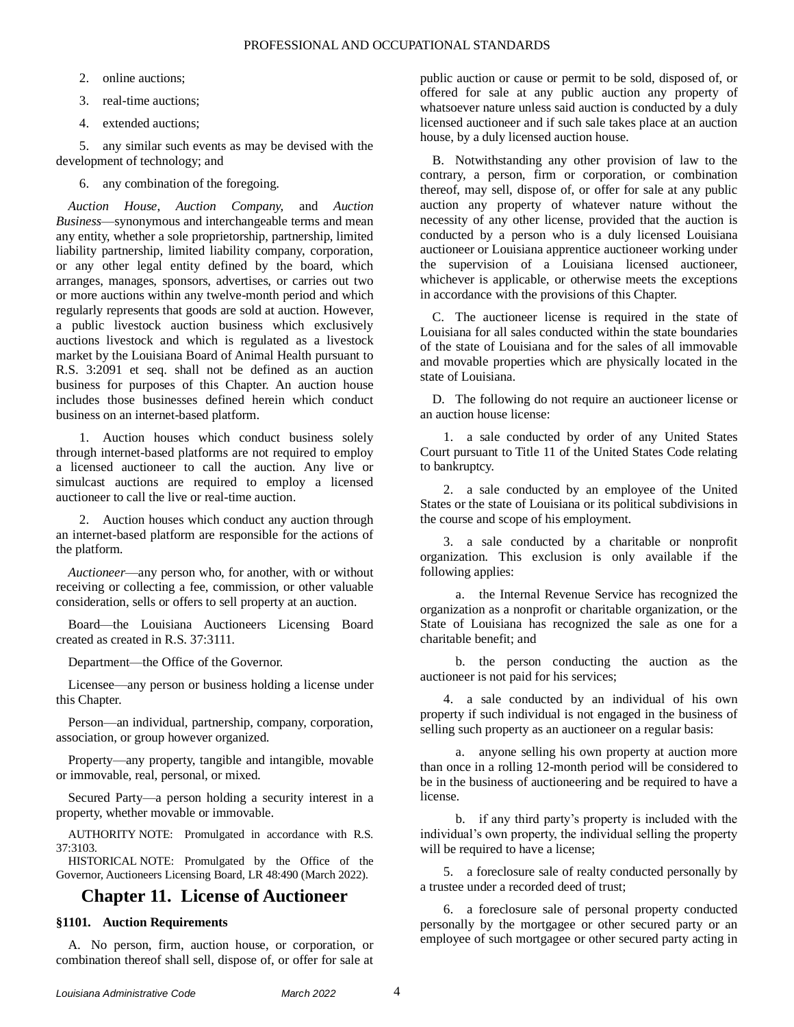2. online auctions;

3. real-time auctions;

4. extended auctions;

5. any similar such events as may be devised with the development of technology; and

6. any combination of the foregoing.

*Auction House*, *Auction Company*, and *Auction Business*—synonymous and interchangeable terms and mean any entity, whether a sole proprietorship, partnership, limited liability partnership, limited liability company, corporation, or any other legal entity defined by the board, which arranges, manages, sponsors, advertises, or carries out two or more auctions within any twelve-month period and which regularly represents that goods are sold at auction. However, a public livestock auction business which exclusively auctions livestock and which is regulated as a livestock market by the Louisiana Board of Animal Health pursuant to R.S. 3:2091 et seq. shall not be defined as an auction business for purposes of this Chapter. An auction house includes those businesses defined herein which conduct business on an internet-based platform.

1. Auction houses which conduct business solely through internet-based platforms are not required to employ a licensed auctioneer to call the auction. Any live or simulcast auctions are required to employ a licensed auctioneer to call the live or real-time auction.

2. Auction houses which conduct any auction through an internet-based platform are responsible for the actions of the platform.

*Auctioneer*—any person who, for another, with or without receiving or collecting a fee, commission, or other valuable consideration, sells or offers to sell property at an auction.

Board—the Louisiana Auctioneers Licensing Board created as created in R.S. 37:3111.

Department—the Office of the Governor.

Licensee—any person or business holding a license under this Chapter.

Person—an individual, partnership, company, corporation, association, or group however organized.

Property—any property, tangible and intangible, movable or immovable, real, personal, or mixed.

Secured Party—a person holding a security interest in a property, whether movable or immovable.

AUTHORITY NOTE: Promulgated in accordance with R.S. 37:3103.

HISTORICAL NOTE: Promulgated by the Office of the Governor, Auctioneers Licensing Board, LR 48:490 (March 2022).

# Chapter 11. License of Auctioneer

### §1101. Auction Requirements

A. No person, firm, auction house, or corporation, or combination thereof shall sell, dispose of, or offer for sale at public auction or cause or permit to be sold, disposed of, or offered for sale at any public auction any property of whatsoever nature unless said auction is conducted by a duly licensed auctioneer and if such sale takes place at an auction house, by a duly licensed auction house.

B. Notwithstanding any other provision of law to the contrary, a person, firm or corporation, or combination thereof, may sell, dispose of, or offer for sale at any public auction any property of whatever nature without the necessity of any other license, provided that the auction is conducted by a person who is a duly licensed Louisiana auctioneer or Louisiana apprentice auctioneer working under the supervision of a Louisiana licensed auctioneer, whichever is applicable, or otherwise meets the exceptions in accordance with the provisions of this Chapter.

C. The auctioneer license is required in the state of Louisiana for all sales conducted within the state boundaries of the state of Louisiana and for the sales of all immovable and movable properties which are physically located in the state of Louisiana.

D. The following do not require an auctioneer license or an auction house license:

1. a sale conducted by order of any United States Court pursuant to Title 11 of the United States Code relating to bankruptcy.

2. a sale conducted by an employee of the United States or the state of Louisiana or its political subdivisions in the course and scope of his employment.

3. a sale conducted by a charitable or nonprofit organization. This exclusion is only available if the following applies:

a. the Internal Revenue Service has recognized the organization as a nonprofit or charitable organization, or the State of Louisiana has recognized the sale as one for a charitable benefit; and

b. the person conducting the auction as the auctioneer is not paid for his services;

4. a sale conducted by an individual of his own property if such individual is not engaged in the business of selling such property as an auctioneer on a regular basis:

a. anyone selling his own property at auction more than once in a rolling 12-month period will be considered to be in the business of auctioneering and be required to have a license.

b. if any third party's property is included with the individual's own property, the individual selling the property will be required to have a license;

5. a foreclosure sale of realty conducted personally by a trustee under a recorded deed of trust;

6. a foreclosure sale of personal property conducted personally by the mortgagee or other secured party or an employee of such mortgagee or other secured party acting in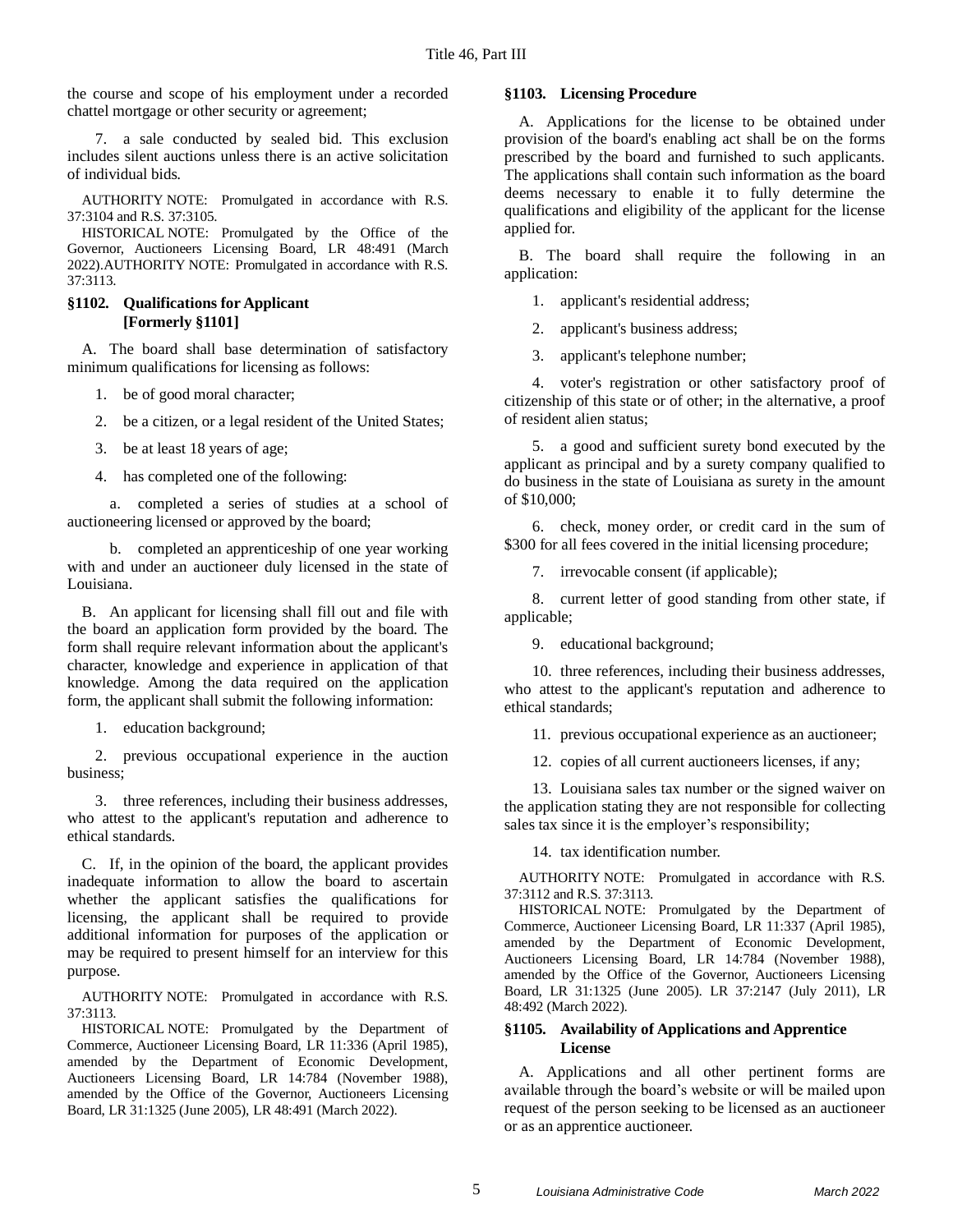the course and scope of his employment under a recorded chattel mortgage or other security or agreement;

7. a sale conducted by sealed bid. This exclusion includes silent auctions unless there is an active solicitation of individual bids.

AUTHORITY NOTE: Promulgated in accordance with R.S. 37:3104 and R.S. 37:3105.

HISTORICAL NOTE: Promulgated by the Office of the Governor, Auctioneers Licensing Board, LR 48:491 (March 2022).AUTHORITY NOTE: Promulgated in accordance with R.S. 37:3113.

### §1102. Qualifications for Applicant [Formerly §1101]

A. The board shall base determination of satisfactory minimum qualifications for licensing as follows:

1. be of good moral character;

2. be a citizen, or a legal resident of the United States;

3. be at least 18 years of age;

4. has completed one of the following:

a. completed a series of studies at a school of auctioneering licensed or approved by the board;

b. completed an apprenticeship of one year working with and under an auctioneer duly licensed in the state of Louisiana.

B. An applicant for licensing shall fill out and file with the board an application form provided by the board. The form shall require relevant information about the applicant's character, knowledge and experience in application of that knowledge. Among the data required on the application form, the applicant shall submit the following information:

1. education background;

2. previous occupational experience in the auction business;

3. three references, including their business addresses, who attest to the applicant's reputation and adherence to ethical standards.

C. If, in the opinion of the board, the applicant provides inadequate information to allow the board to ascertain whether the applicant satisfies the qualifications for licensing, the applicant shall be required to provide additional information for purposes of the application or may be required to present himself for an interview for this purpose.

AUTHORITY NOTE: Promulgated in accordance with R.S. 37:3113.

HISTORICAL NOTE: Promulgated by the Department of Commerce, Auctioneer Licensing Board, LR 11:336 (April 1985), amended by the Department of Economic Development, Auctioneers Licensing Board, LR 14:784 (November 1988), amended by the Office of the Governor, Auctioneers Licensing Board, LR 31:1325 (June 2005), LR 48:491 (March 2022).

### §1103. Licensing Procedure

A. Applications for the license to be obtained under provision of the board's enabling act shall be on the forms prescribed by the board and furnished to such applicants. The applications shall contain such information as the board deems necessary to enable it to fully determine the qualifications and eligibility of the applicant for the license applied for.

B. The board shall require the following in an application:

1. applicant's residential address;

2. applicant's business address;

3. applicant's telephone number;

4. voter's registration or other satisfactory proof of citizenship of this state or of other; in the alternative, a proof of resident alien status;

5. a good and sufficient surety bond executed by the applicant as principal and by a surety company qualified to do business in the state of Louisiana as surety in the amount of $10,000;

6. check, money order, or credit card in the sum of $300 for all fees covered in the initial licensing procedure;

7. irrevocable consent (if applicable);

8. current letter of good standing from other state, if applicable;

9. educational background;

10. three references, including their business addresses, who attest to the applicant's reputation and adherence to ethical standards;

11. previous occupational experience as an auctioneer;

12. copies of all current auctioneers licenses, if any;

13. Louisiana sales tax number or the signed waiver on the application stating they are not responsible for collecting sales tax since it is the employer's responsibility;

14. tax identification number.

AUTHORITY NOTE: Promulgated in accordance with R.S. 37:3112 and R.S. 37:3113.

HISTORICAL NOTE: Promulgated by the Department of Commerce, Auctioneer Licensing Board, LR 11:337 (April 1985), amended by the Department of Economic Development, Auctioneers Licensing Board, LR 14:784 (November 1988), amended by the Office of the Governor, Auctioneers Licensing Board, LR 31:1325 (June 2005). LR 37:2147 (July 2011), LR 48:492 (March 2022).

### §1105. Availability of Applications and Apprentice License

A. Applications and all other pertinent forms are available through the board's website or will be mailed upon request of the person seeking to be licensed as an auctioneer or as an apprentice auctioneer.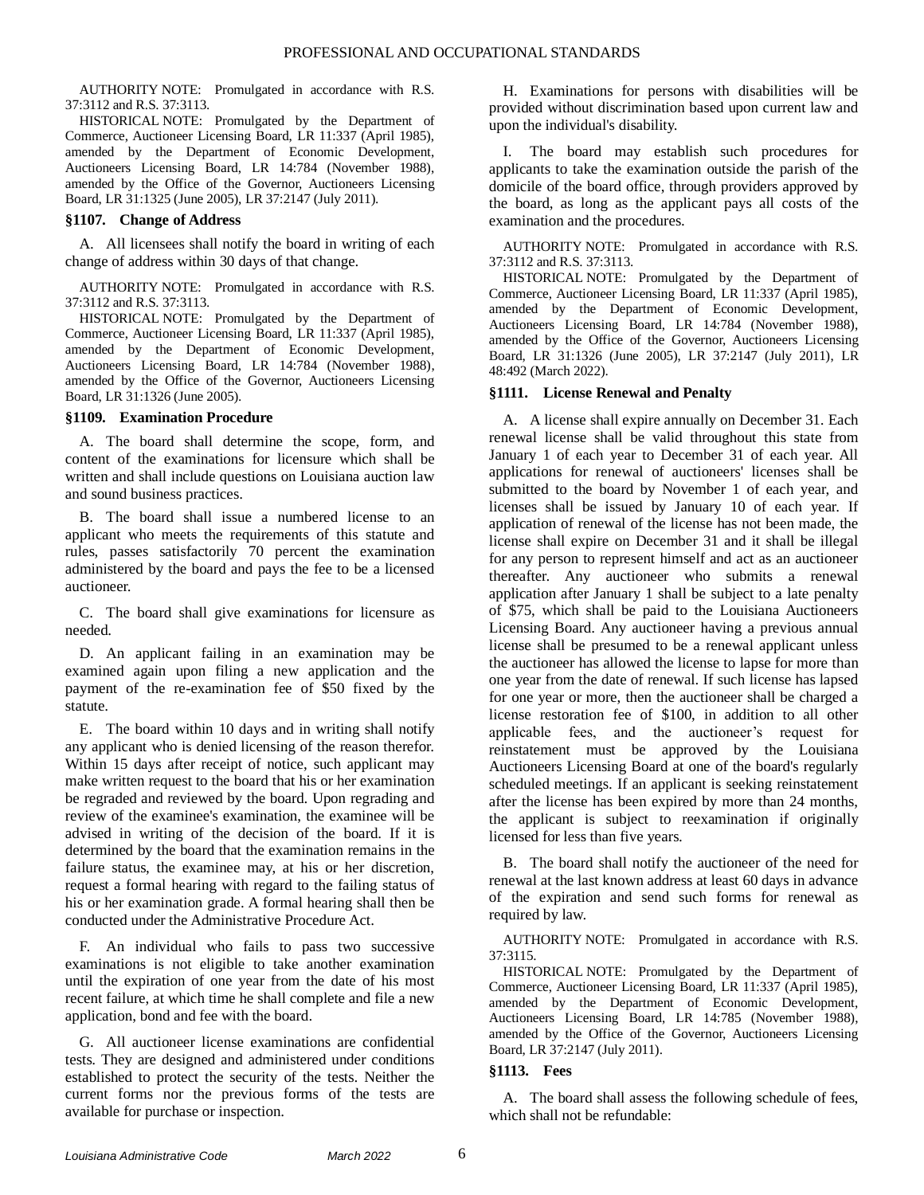AUTHORITY NOTE: Promulgated in accordance with R.S. 37:3112 and R.S. 37:3113.

HISTORICAL NOTE: Promulgated by the Department of Commerce, Auctioneer Licensing Board, LR 11:337 (April 1985), amended by the Department of Economic Development, Auctioneers Licensing Board, LR 14:784 (November 1988), amended by the Office of the Governor, Auctioneers Licensing Board, LR 31:1325 (June 2005), LR 37:2147 (July 2011).

### §1107. Change of Address

A. All licensees shall notify the board in writing of each change of address within 30 days of that change.

AUTHORITY NOTE: Promulgated in accordance with R.S. 37:3112 and R.S. 37:3113.

HISTORICAL NOTE: Promulgated by the Department of Commerce, Auctioneer Licensing Board, LR 11:337 (April 1985), amended by the Department of Economic Development, Auctioneers Licensing Board, LR 14:784 (November 1988), amended by the Office of the Governor, Auctioneers Licensing Board, LR 31:1326 (June 2005).

### §1109. Examination Procedure

A. The board shall determine the scope, form, and content of the examinations for licensure which shall be written and shall include questions on Louisiana auction law and sound business practices.

B. The board shall issue a numbered license to an applicant who meets the requirements of this statute and rules, passes satisfactorily 70 percent the examination administered by the board and pays the fee to be a licensed auctioneer.

C. The board shall give examinations for licensure as needed.

D. An applicant failing in an examination may be examined again upon filing a new application and the payment of the re-examination fee of $50 fixed by the statute.

E. The board within 10 days and in writing shall notify any applicant who is denied licensing of the reason therefor. Within 15 days after receipt of notice, such applicant may make written request to the board that his or her examination be regraded and reviewed by the board. Upon regrading and review of the examinee's examination, the examinee will be advised in writing of the decision of the board. If it is determined by the board that the examination remains in the failure status, the examinee may, at his or her discretion, request a formal hearing with regard to the failing status of his or her examination grade. A formal hearing shall then be conducted under the Administrative Procedure Act.

F. An individual who fails to pass two successive examinations is not eligible to take another examination until the expiration of one year from the date of his most recent failure, at which time he shall complete and file a new application, bond and fee with the board.

G. All auctioneer license examinations are confidential tests. They are designed and administered under conditions established to protect the security of the tests. Neither the current forms nor the previous forms of the tests are available for purchase or inspection.

H. Examinations for persons with disabilities will be provided without discrimination based upon current law and upon the individual's disability.

I. The board may establish such procedures for applicants to take the examination outside the parish of the domicile of the board office, through providers approved by the board, as long as the applicant pays all costs of the examination and the procedures.

AUTHORITY NOTE: Promulgated in accordance with R.S. 37:3112 and R.S. 37:3113.

HISTORICAL NOTE: Promulgated by the Department of Commerce, Auctioneer Licensing Board, LR 11:337 (April 1985), amended by the Department of Economic Development, Auctioneers Licensing Board, LR 14:784 (November 1988), amended by the Office of the Governor, Auctioneers Licensing Board, LR 31:1326 (June 2005), LR 37:2147 (July 2011), LR 48:492 (March 2022).

### §1111. License Renewal and Penalty

A. A license shall expire annually on December 31. Each renewal license shall be valid throughout this state from January 1 of each year to December 31 of each year. All applications for renewal of auctioneers' licenses shall be submitted to the board by November 1 of each year, and licenses shall be issued by January 10 of each year. If application of renewal of the license has not been made, the license shall expire on December 31 and it shall be illegal for any person to represent himself and act as an auctioneer thereafter. Any auctioneer who submits a renewal application after January 1 shall be subject to a late penalty of $75, which shall be paid to the Louisiana Auctioneers Licensing Board. Any auctioneer having a previous annual license shall be presumed to be a renewal applicant unless the auctioneer has allowed the license to lapse for more than one year from the date of renewal. If such license has lapsed for one year or more, then the auctioneer shall be charged a license restoration fee of $100, in addition to all other applicable fees, and the auctioneer's request for reinstatement must be approved by the Louisiana Auctioneers Licensing Board at one of the board's regularly scheduled meetings. If an applicant is seeking reinstatement after the license has been expired by more than 24 months, the applicant is subject to reexamination if originally licensed for less than five years.

B. The board shall notify the auctioneer of the need for renewal at the last known address at least 60 days in advance of the expiration and send such forms for renewal as required by law.

AUTHORITY NOTE: Promulgated in accordance with R.S. 37:3115.

HISTORICAL NOTE: Promulgated by the Department of Commerce, Auctioneer Licensing Board, LR 11:337 (April 1985), amended by the Department of Economic Development, Auctioneers Licensing Board, LR 14:785 (November 1988), amended by the Office of the Governor, Auctioneers Licensing Board, LR 37:2147 (July 2011).

### §1113. Fees

A. The board shall assess the following schedule of fees, which shall not be refundable: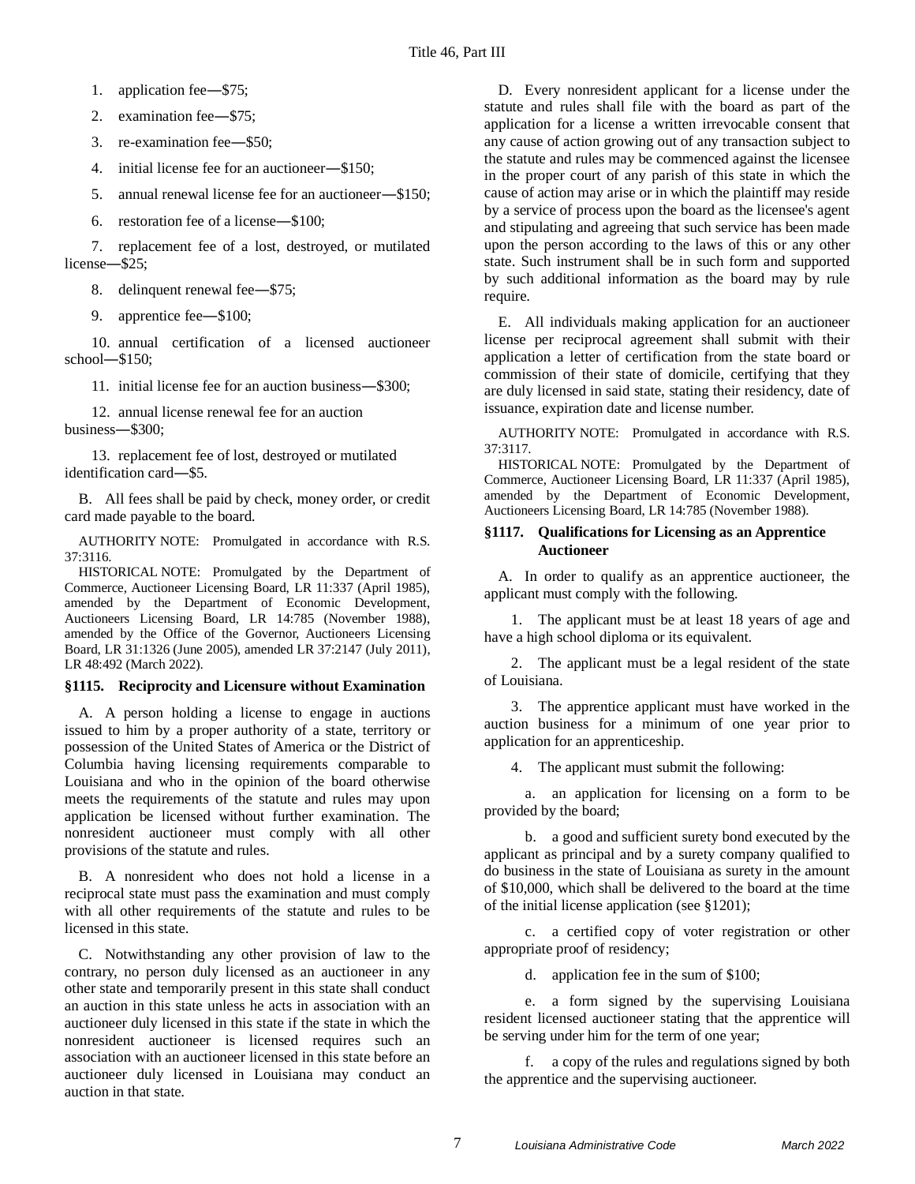1. application fee—$75;

2. examination fee—$75;

3. re-examination fee—$50;

4. initial license fee for an auctioneer—$150;

5. annual renewal license fee for an auctioneer—$150;

6. restoration fee of a license—$100;

7. replacement fee of a lost, destroyed, or mutilated license—$25;

8. delinquent renewal fee—$75;

9. apprentice fee—$100;

10. annual certification of a licensed auctioneer school—$150;

11. initial license fee for an auction business—$300;

12. annual license renewal fee for an auction business—$300;

13. replacement fee of lost, destroyed or mutilated identification card—$5.

B. All fees shall be paid by check, money order, or credit card made payable to the board.

AUTHORITY NOTE: Promulgated in accordance with R.S. 37:3116.

HISTORICAL NOTE: Promulgated by the Department of Commerce, Auctioneer Licensing Board, LR 11:337 (April 1985), amended by the Department of Economic Development, Auctioneers Licensing Board, LR 14:785 (November 1988), amended by the Office of the Governor, Auctioneers Licensing Board, LR 31:1326 (June 2005), amended LR 37:2147 (July 2011), LR 48:492 (March 2022).

### §1115. Reciprocity and Licensure without Examination

A. A person holding a license to engage in auctions issued to him by a proper authority of a state, territory or possession of the United States of America or the District of Columbia having licensing requirements comparable to Louisiana and who in the opinion of the board otherwise meets the requirements of the statute and rules may upon application be licensed without further examination. The nonresident auctioneer must comply with all other provisions of the statute and rules.

B. A nonresident who does not hold a license in a reciprocal state must pass the examination and must comply with all other requirements of the statute and rules to be licensed in this state.

C. Notwithstanding any other provision of law to the contrary, no person duly licensed as an auctioneer in any other state and temporarily present in this state shall conduct an auction in this state unless he acts in association with an auctioneer duly licensed in this state if the state in which the nonresident auctioneer is licensed requires such an association with an auctioneer licensed in this state before an auctioneer duly licensed in Louisiana may conduct an auction in that state.

D. Every nonresident applicant for a license under the statute and rules shall file with the board as part of the application for a license a written irrevocable consent that any cause of action growing out of any transaction subject to the statute and rules may be commenced against the licensee in the proper court of any parish of this state in which the cause of action may arise or in which the plaintiff may reside by a service of process upon the board as the licensee's agent and stipulating and agreeing that such service has been made upon the person according to the laws of this or any other state. Such instrument shall be in such form and supported by such additional information as the board may by rule require.

E. All individuals making application for an auctioneer license per reciprocal agreement shall submit with their application a letter of certification from the state board or commission of their state of domicile, certifying that they are duly licensed in said state, stating their residency, date of issuance, expiration date and license number.

AUTHORITY NOTE: Promulgated in accordance with R.S. 37:3117.

HISTORICAL NOTE: Promulgated by the Department of Commerce, Auctioneer Licensing Board, LR 11:337 (April 1985), amended by the Department of Economic Development, Auctioneers Licensing Board, LR 14:785 (November 1988).

### §1117. Qualifications for Licensing as an Apprentice Auctioneer

A. In order to qualify as an apprentice auctioneer, the applicant must comply with the following.

1. The applicant must be at least 18 years of age and have a high school diploma or its equivalent.

2. The applicant must be a legal resident of the state of Louisiana.

3. The apprentice applicant must have worked in the auction business for a minimum of one year prior to application for an apprenticeship.

4. The applicant must submit the following:

a. an application for licensing on a form to be provided by the board;

b. a good and sufficient surety bond executed by the applicant as principal and by a surety company qualified to do business in the state of Louisiana as surety in the amount of $10,000, which shall be delivered to the board at the time of the initial license application (see §1201);

c. a certified copy of voter registration or other appropriate proof of residency;

d. application fee in the sum of $100;

e. a form signed by the supervising Louisiana resident licensed auctioneer stating that the apprentice will be serving under him for the term of one year;

f. a copy of the rules and regulations signed by both the apprentice and the supervising auctioneer.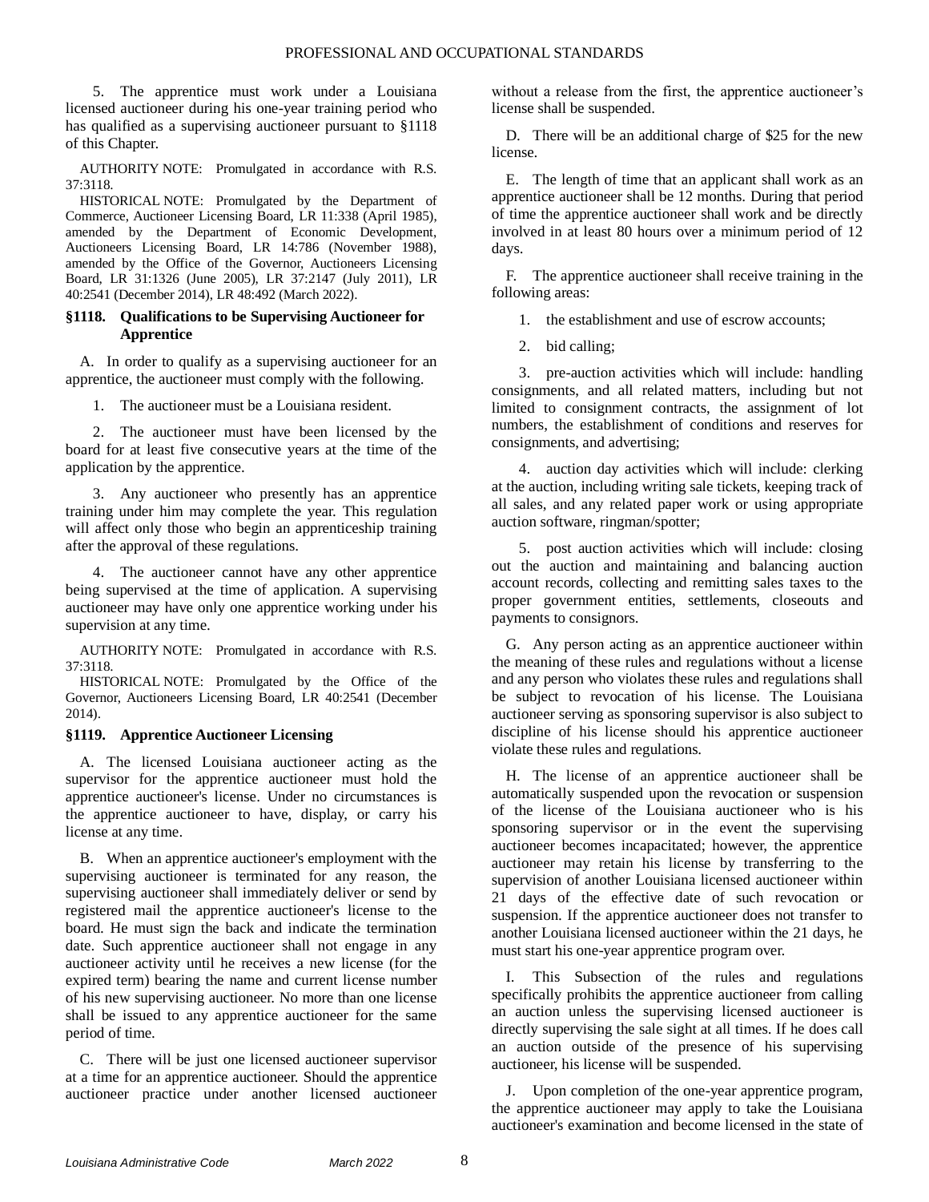5. The apprentice must work under a Louisiana licensed auctioneer during his one-year training period who has qualified as a supervising auctioneer pursuant to §1118 of this Chapter.

AUTHORITY NOTE: Promulgated in accordance with R.S. 37:3118.

HISTORICAL NOTE: Promulgated by the Department of Commerce, Auctioneer Licensing Board, LR 11:338 (April 1985), amended by the Department of Economic Development, Auctioneers Licensing Board, LR 14:786 (November 1988), amended by the Office of the Governor, Auctioneers Licensing Board, LR 31:1326 (June 2005), LR 37:2147 (July 2011), LR 40:2541 (December 2014), LR 48:492 (March 2022).

### §1118. Qualifications to be Supervising Auctioneer for Apprentice

A. In order to qualify as a supervising auctioneer for an apprentice, the auctioneer must comply with the following.

1. The auctioneer must be a Louisiana resident.

2. The auctioneer must have been licensed by the board for at least five consecutive years at the time of the application by the apprentice.

3. Any auctioneer who presently has an apprentice training under him may complete the year. This regulation will affect only those who begin an apprenticeship training after the approval of these regulations.

4. The auctioneer cannot have any other apprentice being supervised at the time of application. A supervising auctioneer may have only one apprentice working under his supervision at any time.

AUTHORITY NOTE: Promulgated in accordance with R.S. 37:3118.

HISTORICAL NOTE: Promulgated by the Office of the Governor, Auctioneers Licensing Board, LR 40:2541 (December 2014).

### §1119. Apprentice Auctioneer Licensing

A. The licensed Louisiana auctioneer acting as the supervisor for the apprentice auctioneer must hold the apprentice auctioneer's license. Under no circumstances is the apprentice auctioneer to have, display, or carry his license at any time.

B. When an apprentice auctioneer's employment with the supervising auctioneer is terminated for any reason, the supervising auctioneer shall immediately deliver or send by registered mail the apprentice auctioneer's license to the board. He must sign the back and indicate the termination date. Such apprentice auctioneer shall not engage in any auctioneer activity until he receives a new license (for the expired term) bearing the name and current license number of his new supervising auctioneer. No more than one license shall be issued to any apprentice auctioneer for the same period of time.

C. There will be just one licensed auctioneer supervisor at a time for an apprentice auctioneer. Should the apprentice auctioneer practice under another licensed auctioneer without a release from the first, the apprentice auctioneer's license shall be suspended.

D. There will be an additional charge of $25 for the new license.

E. The length of time that an applicant shall work as an apprentice auctioneer shall be 12 months. During that period of time the apprentice auctioneer shall work and be directly involved in at least 80 hours over a minimum period of 12 days.

F. The apprentice auctioneer shall receive training in the following areas:

1. the establishment and use of escrow accounts;

2. bid calling;

3. pre-auction activities which will include: handling consignments, and all related matters, including but not limited to consignment contracts, the assignment of lot numbers, the establishment of conditions and reserves for consignments, and advertising;

4. auction day activities which will include: clerking at the auction, including writing sale tickets, keeping track of all sales, and any related paper work or using appropriate auction software, ringman/spotter;

5. post auction activities which will include: closing out the auction and maintaining and balancing auction account records, collecting and remitting sales taxes to the proper government entities, settlements, closeouts and payments to consignors.

G. Any person acting as an apprentice auctioneer within the meaning of these rules and regulations without a license and any person who violates these rules and regulations shall be subject to revocation of his license. The Louisiana auctioneer serving as sponsoring supervisor is also subject to discipline of his license should his apprentice auctioneer violate these rules and regulations.

H. The license of an apprentice auctioneer shall be automatically suspended upon the revocation or suspension of the license of the Louisiana auctioneer who is his sponsoring supervisor or in the event the supervising auctioneer becomes incapacitated; however, the apprentice auctioneer may retain his license by transferring to the supervision of another Louisiana licensed auctioneer within 21 days of the effective date of such revocation or suspension. If the apprentice auctioneer does not transfer to another Louisiana licensed auctioneer within the 21 days, he must start his one-year apprentice program over.

I. This Subsection of the rules and regulations specifically prohibits the apprentice auctioneer from calling an auction unless the supervising licensed auctioneer is directly supervising the sale sight at all times. If he does call an auction outside of the presence of his supervising auctioneer, his license will be suspended.

J. Upon completion of the one-year apprentice program, the apprentice auctioneer may apply to take the Louisiana auctioneer's examination and become licensed in the state of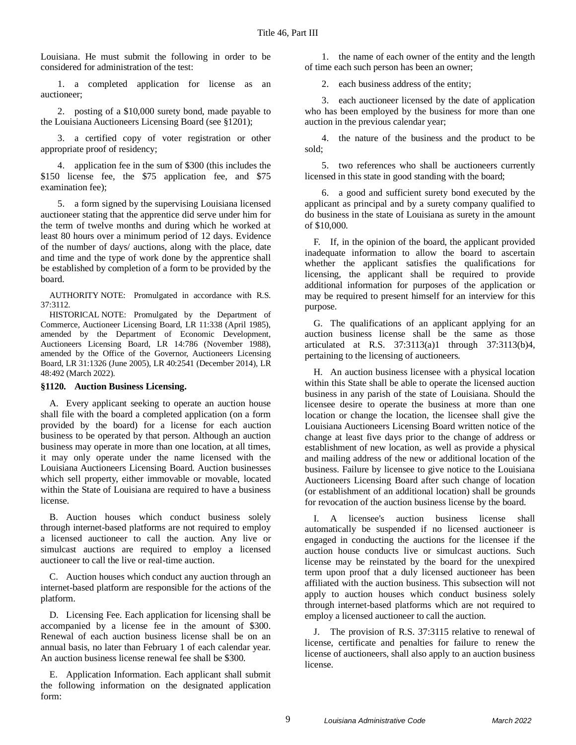Louisiana. He must submit the following in order to be considered for administration of the test:

1. a completed application for license as an auctioneer;

2. posting of a $10,000 surety bond, made payable to the Louisiana Auctioneers Licensing Board (see §1201);

3. a certified copy of voter registration or other appropriate proof of residency;

4. application fee in the sum of $300 (this includes the $150 license fee, the $75 application fee, and $75 examination fee);

5. a form signed by the supervising Louisiana licensed auctioneer stating that the apprentice did serve under him for the term of twelve months and during which he worked at least 80 hours over a minimum period of 12 days. Evidence of the number of days/ auctions, along with the place, date and time and the type of work done by the apprentice shall be established by completion of a form to be provided by the board.

AUTHORITY NOTE: Promulgated in accordance with R.S. 37:3112.

HISTORICAL NOTE: Promulgated by the Department of Commerce, Auctioneer Licensing Board, LR 11:338 (April 1985), amended by the Department of Economic Development, Auctioneers Licensing Board, LR 14:786 (November 1988), amended by the Office of the Governor, Auctioneers Licensing Board, LR 31:1326 (June 2005), LR 40:2541 (December 2014), LR 48:492 (March 2022).

### §1120. Auction Business Licensing.

A. Every applicant seeking to operate an auction house shall file with the board a completed application (on a form provided by the board) for a license for each auction business to be operated by that person. Although an auction business may operate in more than one location, at all times, it may only operate under the name licensed with the Louisiana Auctioneers Licensing Board. Auction businesses which sell property, either immovable or movable, located within the State of Louisiana are required to have a business license.

B. Auction houses which conduct business solely through internet-based platforms are not required to employ a licensed auctioneer to call the auction. Any live or simulcast auctions are required to employ a licensed auctioneer to call the live or real-time auction.

C. Auction houses which conduct any auction through an internet-based platform are responsible for the actions of the platform.

D. Licensing Fee. Each application for licensing shall be accompanied by a license fee in the amount of $300. Renewal of each auction business license shall be on an annual basis, no later than February 1 of each calendar year. An auction business license renewal fee shall be $300.

E. Application Information. Each applicant shall submit the following information on the designated application form:

1. the name of each owner of the entity and the length of time each such person has been an owner;

2. each business address of the entity;

3. each auctioneer licensed by the date of application who has been employed by the business for more than one auction in the previous calendar year;

4. the nature of the business and the product to be sold;

5. two references who shall be auctioneers currently licensed in this state in good standing with the board;

6. a good and sufficient surety bond executed by the applicant as principal and by a surety company qualified to do business in the state of Louisiana as surety in the amount of $10,000.

F. If, in the opinion of the board, the applicant provided inadequate information to allow the board to ascertain whether the applicant satisfies the qualifications for licensing, the applicant shall be required to provide additional information for purposes of the application or may be required to present himself for an interview for this purpose.

G. The qualifications of an applicant applying for an auction business license shall be the same as those articulated at R.S. 37:3113(a)1 through 37:3113(b)4, pertaining to the licensing of auctioneers.

H. An auction business licensee with a physical location within this State shall be able to operate the licensed auction business in any parish of the state of Louisiana. Should the licensee desire to operate the business at more than one location or change the location, the licensee shall give the Louisiana Auctioneers Licensing Board written notice of the change at least five days prior to the change of address or establishment of new location, as well as provide a physical and mailing address of the new or additional location of the business. Failure by licensee to give notice to the Louisiana Auctioneers Licensing Board after such change of location (or establishment of an additional location) shall be grounds for revocation of the auction business license by the board.

I. A licensee's auction business license shall automatically be suspended if no licensed auctioneer is engaged in conducting the auctions for the licensee if the auction house conducts live or simulcast auctions. Such license may be reinstated by the board for the unexpired term upon proof that a duly licensed auctioneer has been affiliated with the auction business. This subsection will not apply to auction houses which conduct business solely through internet-based platforms which are not required to employ a licensed auctioneer to call the auction.

J. The provision of R.S. 37:3115 relative to renewal of license, certificate and penalties for failure to renew the license of auctioneers, shall also apply to an auction business license.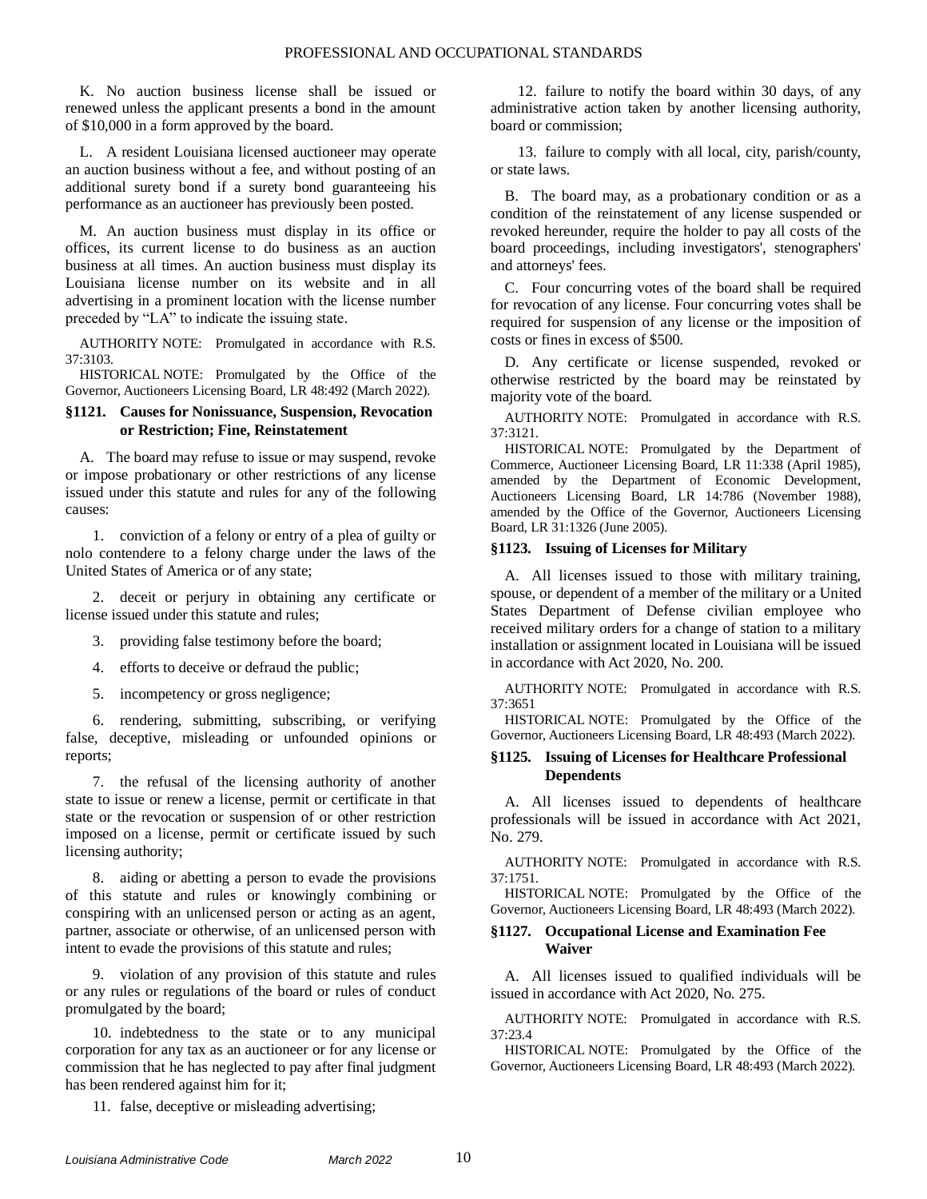K. No auction business license shall be issued or renewed unless the applicant presents a bond in the amount of $10,000 in a form approved by the board.

L. A resident Louisiana licensed auctioneer may operate an auction business without a fee, and without posting of an additional surety bond if a surety bond guaranteeing his performance as an auctioneer has previously been posted.

M. An auction business must display in its office or offices, its current license to do business as an auction business at all times. An auction business must display its Louisiana license number on its website and in all advertising in a prominent location with the license number preceded by "LA" to indicate the issuing state.

AUTHORITY NOTE: Promulgated in accordance with R.S. 37:3103.

HISTORICAL NOTE: Promulgated by the Office of the Governor, Auctioneers Licensing Board, LR 48:492 (March 2022).

### §1121. Causes for Nonissuance, Suspension, Revocation or Restriction; Fine, Reinstatement

A. The board may refuse to issue or may suspend, revoke or impose probationary or other restrictions of any license issued under this statute and rules for any of the following causes:

1. conviction of a felony or entry of a plea of guilty or nolo contendere to a felony charge under the laws of the United States of America or of any state;

2. deceit or perjury in obtaining any certificate or license issued under this statute and rules;

3. providing false testimony before the board;

4. efforts to deceive or defraud the public;

5. incompetency or gross negligence;

6. rendering, submitting, subscribing, or verifying false, deceptive, misleading or unfounded opinions or reports;

7. the refusal of the licensing authority of another state to issue or renew a license, permit or certificate in that state or the revocation or suspension of or other restriction imposed on a license, permit or certificate issued by such licensing authority;

8. aiding or abetting a person to evade the provisions of this statute and rules or knowingly combining or conspiring with an unlicensed person or acting as an agent, partner, associate or otherwise, of an unlicensed person with intent to evade the provisions of this statute and rules;

9. violation of any provision of this statute and rules or any rules or regulations of the board or rules of conduct promulgated by the board;

10. indebtedness to the state or to any municipal corporation for any tax as an auctioneer or for any license or commission that he has neglected to pay after final judgment has been rendered against him for it;

11. false, deceptive or misleading advertising;

12. failure to notify the board within 30 days, of any administrative action taken by another licensing authority, board or commission;

13. failure to comply with all local, city, parish/county, or state laws.

B. The board may, as a probationary condition or as a condition of the reinstatement of any license suspended or revoked hereunder, require the holder to pay all costs of the board proceedings, including investigators', stenographers' and attorneys' fees.

C. Four concurring votes of the board shall be required for revocation of any license. Four concurring votes shall be required for suspension of any license or the imposition of costs or fines in excess of $500.

D. Any certificate or license suspended, revoked or otherwise restricted by the board may be reinstated by majority vote of the board.

AUTHORITY NOTE: Promulgated in accordance with R.S. 37:3121.

HISTORICAL NOTE: Promulgated by the Department of Commerce, Auctioneer Licensing Board, LR 11:338 (April 1985), amended by the Department of Economic Development, Auctioneers Licensing Board, LR 14:786 (November 1988), amended by the Office of the Governor, Auctioneers Licensing Board, LR 31:1326 (June 2005).

### §1123. Issuing of Licenses for Military

A. All licenses issued to those with military training, spouse, or dependent of a member of the military or a United States Department of Defense civilian employee who received military orders for a change of station to a military installation or assignment located in Louisiana will be issued in accordance with Act 2020, No. 200.

AUTHORITY NOTE: Promulgated in accordance with R.S. 37:3651

HISTORICAL NOTE: Promulgated by the Office of the Governor, Auctioneers Licensing Board, LR 48:493 (March 2022).

### §1125. Issuing of Licenses for Healthcare Professional Dependents

A. All licenses issued to dependents of healthcare professionals will be issued in accordance with Act 2021, No. 279.

AUTHORITY NOTE: Promulgated in accordance with R.S. 37:1751.

HISTORICAL NOTE: Promulgated by the Office of the Governor, Auctioneers Licensing Board, LR 48:493 (March 2022).

### §1127. Occupational License and Examination Fee Waiver

A. All licenses issued to qualified individuals will be issued in accordance with Act 2020, No. 275.

AUTHORITY NOTE: Promulgated in accordance with R.S. 37:23.4

HISTORICAL NOTE: Promulgated by the Office of the Governor, Auctioneers Licensing Board, LR 48:493 (March 2022).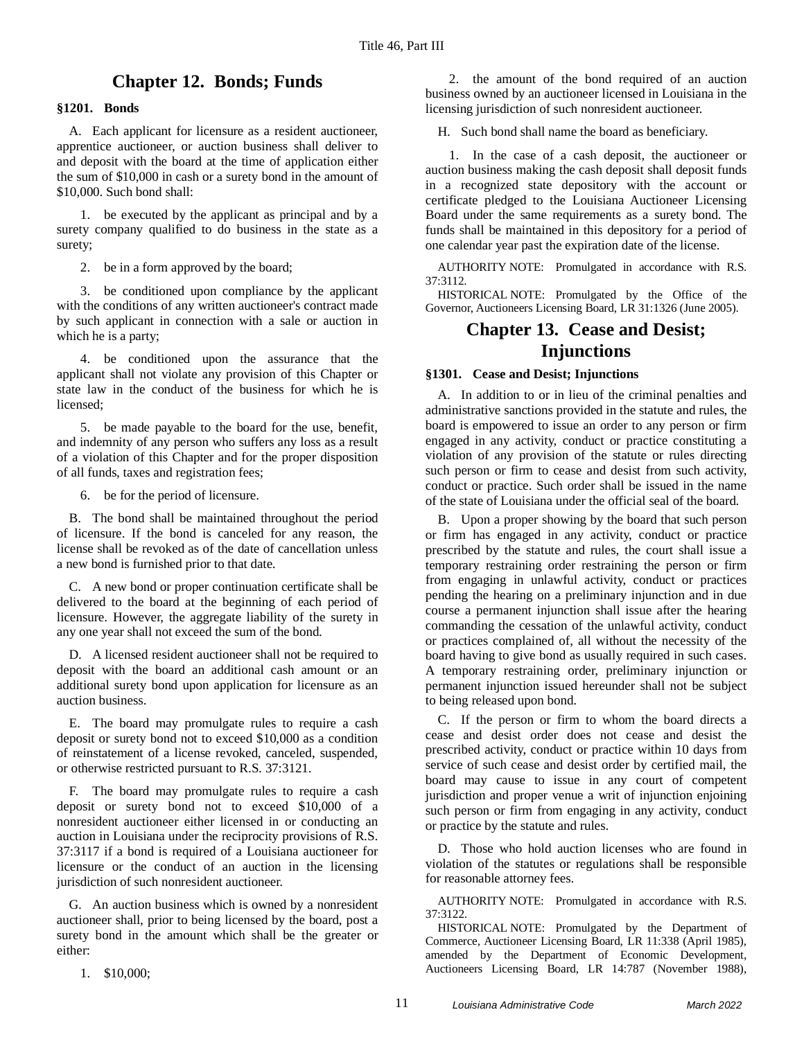# Chapter 12. Bonds; Funds

### §1201. Bonds

A. Each applicant for licensure as a resident auctioneer, apprentice auctioneer, or auction business shall deliver to and deposit with the board at the time of application either the sum of $10,000 in cash or a surety bond in the amount of $10,000. Such bond shall:

1. be executed by the applicant as principal and by a surety company qualified to do business in the state as a surety;

2. be in a form approved by the board;

3. be conditioned upon compliance by the applicant with the conditions of any written auctioneer's contract made by such applicant in connection with a sale or auction in which he is a party;

4. be conditioned upon the assurance that the applicant shall not violate any provision of this Chapter or state law in the conduct of the business for which he is licensed;

5. be made payable to the board for the use, benefit, and indemnity of any person who suffers any loss as a result of a violation of this Chapter and for the proper disposition of all funds, taxes and registration fees;

6. be for the period of licensure.

B. The bond shall be maintained throughout the period of licensure. If the bond is canceled for any reason, the license shall be revoked as of the date of cancellation unless a new bond is furnished prior to that date.

C. A new bond or proper continuation certificate shall be delivered to the board at the beginning of each period of licensure. However, the aggregate liability of the surety in any one year shall not exceed the sum of the bond.

D. A licensed resident auctioneer shall not be required to deposit with the board an additional cash amount or an additional surety bond upon application for licensure as an auction business.

E. The board may promulgate rules to require a cash deposit or surety bond not to exceed $10,000 as a condition of reinstatement of a license revoked, canceled, suspended, or otherwise restricted pursuant to R.S. 37:3121.

F. The board may promulgate rules to require a cash deposit or surety bond not to exceed $10,000 of a nonresident auctioneer either licensed in or conducting an auction in Louisiana under the reciprocity provisions of R.S. 37:3117 if a bond is required of a Louisiana auctioneer for licensure or the conduct of an auction in the licensing jurisdiction of such nonresident auctioneer.

G. An auction business which is owned by a nonresident auctioneer shall, prior to being licensed by the board, post a surety bond in the amount which shall be the greater or either:

1. $10,000;

2. the amount of the bond required of an auction business owned by an auctioneer licensed in Louisiana in the licensing jurisdiction of such nonresident auctioneer.

H. Such bond shall name the board as beneficiary.

1. In the case of a cash deposit, the auctioneer or auction business making the cash deposit shall deposit funds in a recognized state depository with the account or certificate pledged to the Louisiana Auctioneer Licensing Board under the same requirements as a surety bond. The funds shall be maintained in this depository for a period of one calendar year past the expiration date of the license.

AUTHORITY NOTE: Promulgated in accordance with R.S. 37:3112.

HISTORICAL NOTE: Promulgated by the Office of the Governor, Auctioneers Licensing Board, LR 31:1326 (June 2005).

# Chapter 13. Cease and Desist; Injunctions

### §1301. Cease and Desist; Injunctions

A. In addition to or in lieu of the criminal penalties and administrative sanctions provided in the statute and rules, the board is empowered to issue an order to any person or firm engaged in any activity, conduct or practice constituting a violation of any provision of the statute or rules directing such person or firm to cease and desist from such activity, conduct or practice. Such order shall be issued in the name of the state of Louisiana under the official seal of the board.

B. Upon a proper showing by the board that such person or firm has engaged in any activity, conduct or practice prescribed by the statute and rules, the court shall issue a temporary restraining order restraining the person or firm from engaging in unlawful activity, conduct or practices pending the hearing on a preliminary injunction and in due course a permanent injunction shall issue after the hearing commanding the cessation of the unlawful activity, conduct or practices complained of, all without the necessity of the board having to give bond as usually required in such cases. A temporary restraining order, preliminary injunction or permanent injunction issued hereunder shall not be subject to being released upon bond.

C. If the person or firm to whom the board directs a cease and desist order does not cease and desist the prescribed activity, conduct or practice within 10 days from service of such cease and desist order by certified mail, the board may cause to issue in any court of competent jurisdiction and proper venue a writ of injunction enjoining such person or firm from engaging in any activity, conduct or practice by the statute and rules.

D. Those who hold auction licenses who are found in violation of the statutes or regulations shall be responsible for reasonable attorney fees.

AUTHORITY NOTE: Promulgated in accordance with R.S. 37:3122.

HISTORICAL NOTE: Promulgated by the Department of Commerce, Auctioneer Licensing Board, LR 11:338 (April 1985), amended by the Department of Economic Development, Auctioneers Licensing Board, LR 14:787 (November 1988),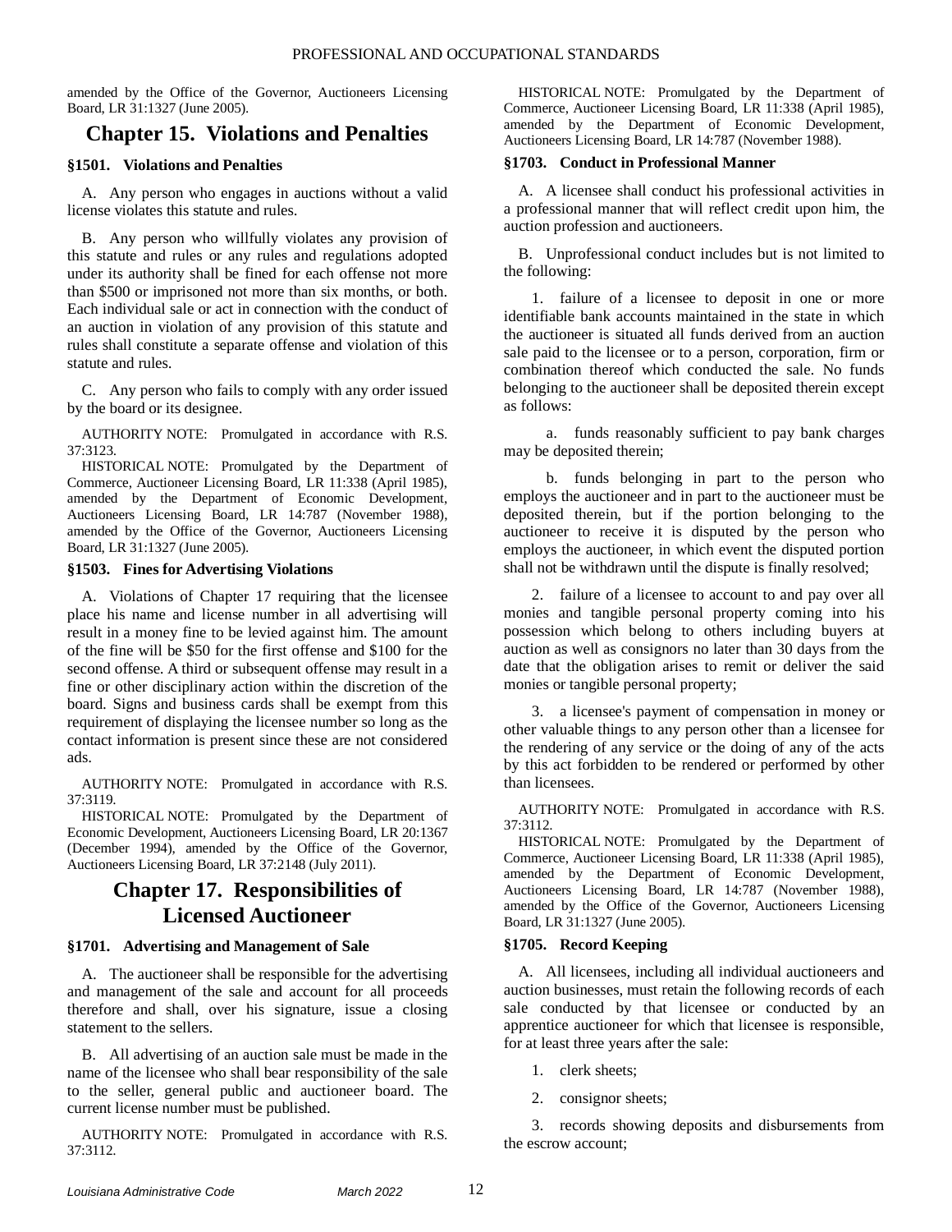amended by the Office of the Governor, Auctioneers Licensing Board, LR 31:1327 (June 2005).

## Chapter 15. Violations and Penalties

### §1501. Violations and Penalties

A. Any person who engages in auctions without a valid license violates this statute and rules.

B. Any person who willfully violates any provision of this statute and rules or any rules and regulations adopted under its authority shall be fined for each offense not more than $500 or imprisoned not more than six months, or both. Each individual sale or act in connection with the conduct of an auction in violation of any provision of this statute and rules shall constitute a separate offense and violation of this statute and rules.

C. Any person who fails to comply with any order issued by the board or its designee.

AUTHORITY NOTE: Promulgated in accordance with R.S. 37:3123.

HISTORICAL NOTE: Promulgated by the Department of Commerce, Auctioneer Licensing Board, LR 11:338 (April 1985), amended by the Department of Economic Development, Auctioneers Licensing Board, LR 14:787 (November 1988), amended by the Office of the Governor, Auctioneers Licensing Board, LR 31:1327 (June 2005).

### §1503. Fines for Advertising Violations

A. Violations of Chapter 17 requiring that the licensee place his name and license number in all advertising will result in a money fine to be levied against him. The amount of the fine will be $50 for the first offense and $100 for the second offense. A third or subsequent offense may result in a fine or other disciplinary action within the discretion of the board. Signs and business cards shall be exempt from this requirement of displaying the licensee number so long as the contact information is present since these are not considered ads.

AUTHORITY NOTE: Promulgated in accordance with R.S. 37:3119.

HISTORICAL NOTE: Promulgated by the Department of Economic Development, Auctioneers Licensing Board, LR 20:1367 (December 1994), amended by the Office of the Governor, Auctioneers Licensing Board, LR 37:2148 (July 2011).

## Chapter 17. Responsibilities of Licensed Auctioneer

### §1701. Advertising and Management of Sale

A. The auctioneer shall be responsible for the advertising and management of the sale and account for all proceeds therefore and shall, over his signature, issue a closing statement to the sellers.

B. All advertising of an auction sale must be made in the name of the licensee who shall bear responsibility of the sale to the seller, general public and auctioneer board. The current license number must be published.

AUTHORITY NOTE: Promulgated in accordance with R.S. 37:3112.

HISTORICAL NOTE: Promulgated by the Department of Commerce, Auctioneer Licensing Board, LR 11:338 (April 1985), amended by the Department of Economic Development, Auctioneers Licensing Board, LR 14:787 (November 1988).

### §1703. Conduct in Professional Manner

A. A licensee shall conduct his professional activities in a professional manner that will reflect credit upon him, the auction profession and auctioneers.

B. Unprofessional conduct includes but is not limited to the following:

1. failure of a licensee to deposit in one or more identifiable bank accounts maintained in the state in which the auctioneer is situated all funds derived from an auction sale paid to the licensee or to a person, corporation, firm or combination thereof which conducted the sale. No funds belonging to the auctioneer shall be deposited therein except as follows:

   a. funds reasonably sufficient to pay bank charges may be deposited therein;

   b. funds belonging in part to the person who employs the auctioneer and in part to the auctioneer must be deposited therein, but if the portion belonging to the auctioneer to receive it is disputed by the person who employs the auctioneer, in which event the disputed portion shall not be withdrawn until the dispute is finally resolved;

2. failure of a licensee to account to and pay over all monies and tangible personal property coming into his possession which belong to others including buyers at auction as well as consignors no later than 30 days from the date that the obligation arises to remit or deliver the said monies or tangible personal property;

3. a licensee's payment of compensation in money or other valuable things to any person other than a licensee for the rendering of any service or the doing of any of the acts by this act forbidden to be rendered or performed by other than licensees.

AUTHORITY NOTE: Promulgated in accordance with R.S. 37:3112.

HISTORICAL NOTE: Promulgated by the Department of Commerce, Auctioneer Licensing Board, LR 11:338 (April 1985), amended by the Department of Economic Development, Auctioneers Licensing Board, LR 14:787 (November 1988), amended by the Office of the Governor, Auctioneers Licensing Board, LR 31:1327 (June 2005).

### §1705. Record Keeping

A. All licensees, including all individual auctioneers and auction businesses, must retain the following records of each sale conducted by that licensee or conducted by an apprentice auctioneer for which that licensee is responsible, for at least three years after the sale:

1. clerk sheets;

2. consignor sheets;

3. records showing deposits and disbursements from the escrow account;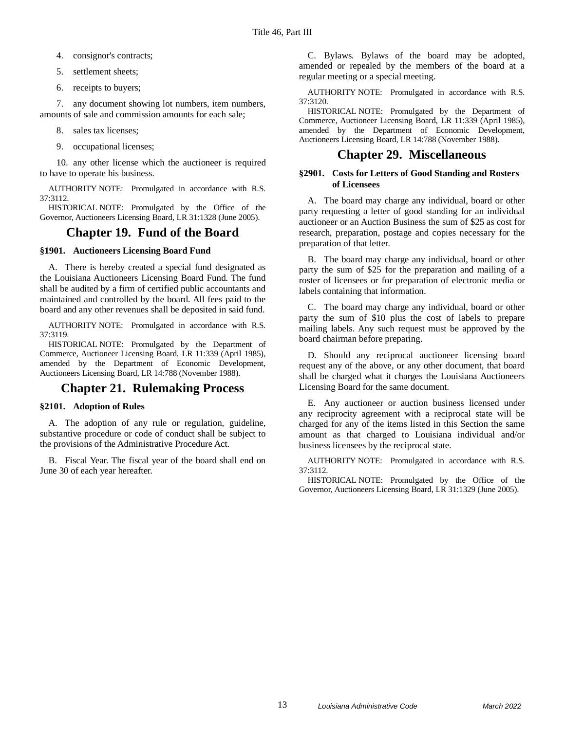4. consignor's contracts;

5. settlement sheets;

6. receipts to buyers;

7. any document showing lot numbers, item numbers, amounts of sale and commission amounts for each sale;

8. sales tax licenses;

9. occupational licenses;

10. any other license which the auctioneer is required to have to operate his business.

AUTHORITY NOTE: Promulgated in accordance with R.S. 37:3112.

HISTORICAL NOTE: Promulgated by the Office of the Governor, Auctioneers Licensing Board, LR 31:1328 (June 2005).

## Chapter 19. Fund of the Board

### §1901. Auctioneers Licensing Board Fund

A. There is hereby created a special fund designated as the Louisiana Auctioneers Licensing Board Fund. The fund shall be audited by a firm of certified public accountants and maintained and controlled by the board. All fees paid to the board and any other revenues shall be deposited in said fund.

AUTHORITY NOTE: Promulgated in accordance with R.S. 37:3119.

HISTORICAL NOTE: Promulgated by the Department of Commerce, Auctioneer Licensing Board, LR 11:339 (April 1985), amended by the Department of Economic Development, Auctioneers Licensing Board, LR 14:788 (November 1988).

## Chapter 21. Rulemaking Process

### §2101. Adoption of Rules

A. The adoption of any rule or regulation, guideline, substantive procedure or code of conduct shall be subject to the provisions of the Administrative Procedure Act.

B. Fiscal Year. The fiscal year of the board shall end on June 30 of each year hereafter.

C. Bylaws. Bylaws of the board may be adopted, amended or repealed by the members of the board at a regular meeting or a special meeting.

AUTHORITY NOTE: Promulgated in accordance with R.S. 37:3120.

HISTORICAL NOTE: Promulgated by the Department of Commerce, Auctioneer Licensing Board, LR 11:339 (April 1985), amended by the Department of Economic Development, Auctioneers Licensing Board, LR 14:788 (November 1988).

## Chapter 29. Miscellaneous

### §2901. Costs for Letters of Good Standing and Rosters of Licensees

A. The board may charge any individual, board or other party requesting a letter of good standing for an individual auctioneer or an Auction Business the sum of $25 as cost for research, preparation, postage and copies necessary for the preparation of that letter.

B. The board may charge any individual, board or other party the sum of $25 for the preparation and mailing of a roster of licensees or for preparation of electronic media or labels containing that information.

C. The board may charge any individual, board or other party the sum of $10 plus the cost of labels to prepare mailing labels. Any such request must be approved by the board chairman before preparing.

D. Should any reciprocal auctioneer licensing board request any of the above, or any other document, that board shall be charged what it charges the Louisiana Auctioneers Licensing Board for the same document.

E. Any auctioneer or auction business licensed under any reciprocity agreement with a reciprocal state will be charged for any of the items listed in this Section the same amount as that charged to Louisiana individual and/or business licensees by the reciprocal state.

AUTHORITY NOTE: Promulgated in accordance with R.S. 37:3112.

HISTORICAL NOTE: Promulgated by the Office of the Governor, Auctioneers Licensing Board, LR 31:1329 (June 2005).